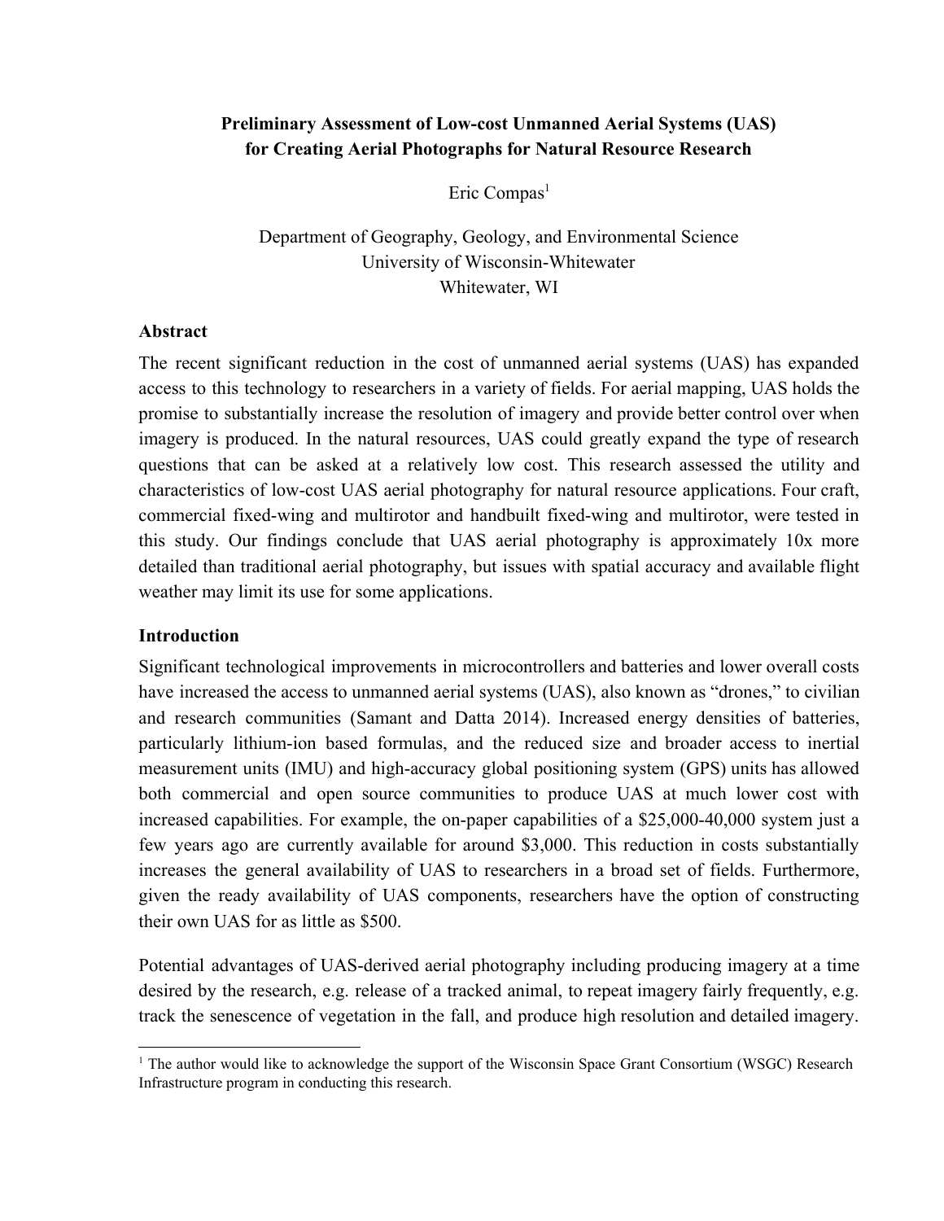# Preliminary Assessment of Low-cost Unmanned Aerial Systems (UAS) for Creating Aerial Photographs for Natural Resource Research

Eric Compas[1]

Department of Geography, Geology, and Environmental Science
University of Wisconsin-Whitewater
Whitewater, WI

## Abstract

The recent significant reduction in the cost of unmanned aerial systems (UAS) has expanded access to this technology to researchers in a variety of fields. For aerial mapping, UAS holds the promise to substantially increase the resolution of imagery and provide better control over when imagery is produced. In the natural resources, UAS could greatly expand the type of research questions that can be asked at a relatively low cost. This research assessed the utility and characteristics of low-cost UAS aerial photography for natural resource applications. Four craft, commercial fixed-wing and multirotor and handbuilt fixed-wing and multirotor, were tested in this study. Our findings conclude that UAS aerial photography is approximately 10x more detailed than traditional aerial photography, but issues with spatial accuracy and available flight weather may limit its use for some applications.

## Introduction

Significant technological improvements in microcontrollers and batteries and lower overall costs have increased the access to unmanned aerial systems (UAS), also known as "drones," to civilian and research communities (Samant and Datta 2014). Increased energy densities of batteries, particularly lithium-ion based formulas, and the reduced size and broader access to inertial measurement units (IMU) and high-accuracy global positioning system (GPS) units has allowed both commercial and open source communities to produce UAS at much lower cost with increased capabilities. For example, the on-paper capabilities of a $25,000-40,000 system just a few years ago are currently available for around $3,000. This reduction in costs substantially increases the general availability of UAS to researchers in a broad set of fields. Furthermore, given the ready availability of UAS components, researchers have the option of constructing their own UAS for as little as $500.

Potential advantages of UAS-derived aerial photography including producing imagery at a time desired by the research, e.g. release of a tracked animal, to repeat imagery fairly frequently, e.g. track the senescence of vegetation in the fall, and produce high resolution and detailed imagery.

[1] The author would like to acknowledge the support of the Wisconsin Space Grant Consortium (WSGC) Research Infrastructure program in conducting this research.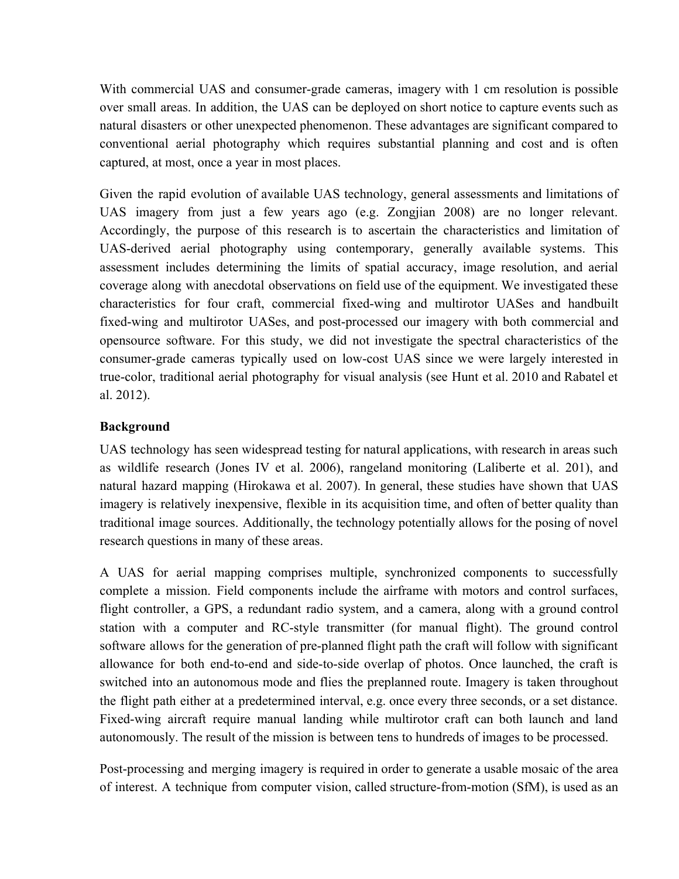With commercial UAS and consumer-grade cameras, imagery with 1 cm resolution is possible over small areas. In addition, the UAS can be deployed on short notice to capture events such as natural disasters or other unexpected phenomenon. These advantages are significant compared to conventional aerial photography which requires substantial planning and cost and is often captured, at most, once a year in most places.

Given the rapid evolution of available UAS technology, general assessments and limitations of UAS imagery from just a few years ago (e.g. Zongjian 2008) are no longer relevant. Accordingly, the purpose of this research is to ascertain the characteristics and limitation of UAS-derived aerial photography using contemporary, generally available systems. This assessment includes determining the limits of spatial accuracy, image resolution, and aerial coverage along with anecdotal observations on field use of the equipment. We investigated these characteristics for four craft, commercial fixed-wing and multirotor UASes and handbuilt fixed-wing and multirotor UASes, and post-processed our imagery with both commercial and opensource software. For this study, we did not investigate the spectral characteristics of the consumer-grade cameras typically used on low-cost UAS since we were largely interested in true-color, traditional aerial photography for visual analysis (see Hunt et al. 2010 and Rabatel et al. 2012).

**Background**

UAS technology has seen widespread testing for natural applications, with research in areas such as wildlife research (Jones IV et al. 2006), rangeland monitoring (Laliberte et al. 201), and natural hazard mapping (Hirokawa et al. 2007). In general, these studies have shown that UAS imagery is relatively inexpensive, flexible in its acquisition time, and often of better quality than traditional image sources. Additionally, the technology potentially allows for the posing of novel research questions in many of these areas.

A UAS for aerial mapping comprises multiple, synchronized components to successfully complete a mission. Field components include the airframe with motors and control surfaces, flight controller, a GPS, a redundant radio system, and a camera, along with a ground control station with a computer and RC-style transmitter (for manual flight). The ground control software allows for the generation of pre-planned flight path the craft will follow with significant allowance for both end-to-end and side-to-side overlap of photos. Once launched, the craft is switched into an autonomous mode and flies the preplanned route. Imagery is taken throughout the flight path either at a predetermined interval, e.g. once every three seconds, or a set distance. Fixed-wing aircraft require manual landing while multirotor craft can both launch and land autonomously. The result of the mission is between tens to hundreds of images to be processed.

Post-processing and merging imagery is required in order to generate a usable mosaic of the area of interest. A technique from computer vision, called structure-from-motion (SfM), is used as an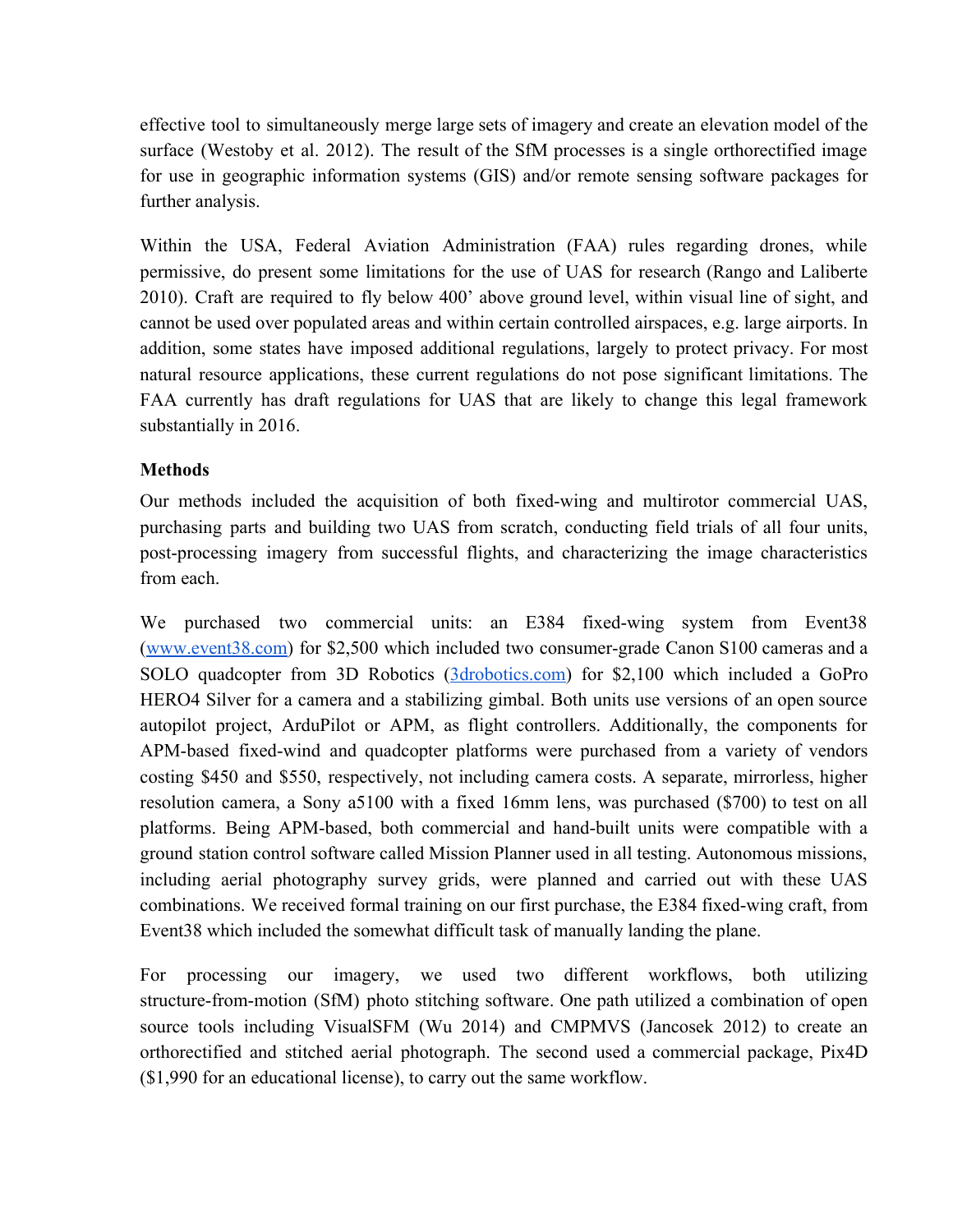effective tool to simultaneously merge large sets of imagery and create an elevation model of the surface (Westoby et al. 2012). The result of the SfM processes is a single orthorectified image for use in geographic information systems (GIS) and/or remote sensing software packages for further analysis.

Within the USA, Federal Aviation Administration (FAA) rules regarding drones, while permissive, do present some limitations for the use of UAS for research (Rango and Laliberte 2010). Craft are required to fly below 400' above ground level, within visual line of sight, and cannot be used over populated areas and within certain controlled airspaces, e.g. large airports. In addition, some states have imposed additional regulations, largely to protect privacy. For most natural resource applications, these current regulations do not pose significant limitations. The FAA currently has draft regulations for UAS that are likely to change this legal framework substantially in 2016.

**Methods**

Our methods included the acquisition of both fixed-wing and multirotor commercial UAS, purchasing parts and building two UAS from scratch, conducting field trials of all four units, post-processing imagery from successful flights, and characterizing the image characteristics from each.

We purchased two commercial units: an E384 fixed-wing system from Event38 ([www.event38.com](http://www.event38.com)) for $2,500 which included two consumer-grade Canon S100 cameras and a SOLO quadcopter from 3D Robotics ([3drobotics.com](http://3drobotics.com)) for $2,100 which included a GoPro HERO4 Silver for a camera and a stabilizing gimbal. Both units use versions of an open source autopilot project, ArduPilot or APM, as flight controllers. Additionally, the components for APM-based fixed-wind and quadcopter platforms were purchased from a variety of vendors costing $450 and $550, respectively, not including camera costs. A separate, mirrorless, higher resolution camera, a Sony a5100 with a fixed 16mm lens, was purchased ($700) to test on all platforms. Being APM-based, both commercial and hand-built units were compatible with a ground station control software called Mission Planner used in all testing. Autonomous missions, including aerial photography survey grids, were planned and carried out with these UAS combinations. We received formal training on our first purchase, the E384 fixed-wing craft, from Event38 which included the somewhat difficult task of manually landing the plane.

For processing our imagery, we used two different workflows, both utilizing structure-from-motion (SfM) photo stitching software. One path utilized a combination of open source tools including VisualSFM (Wu 2014) and CMPMVS (Jancosek 2012) to create an orthorectified and stitched aerial photograph. The second used a commercial package, Pix4D ($1,990 for an educational license), to carry out the same workflow.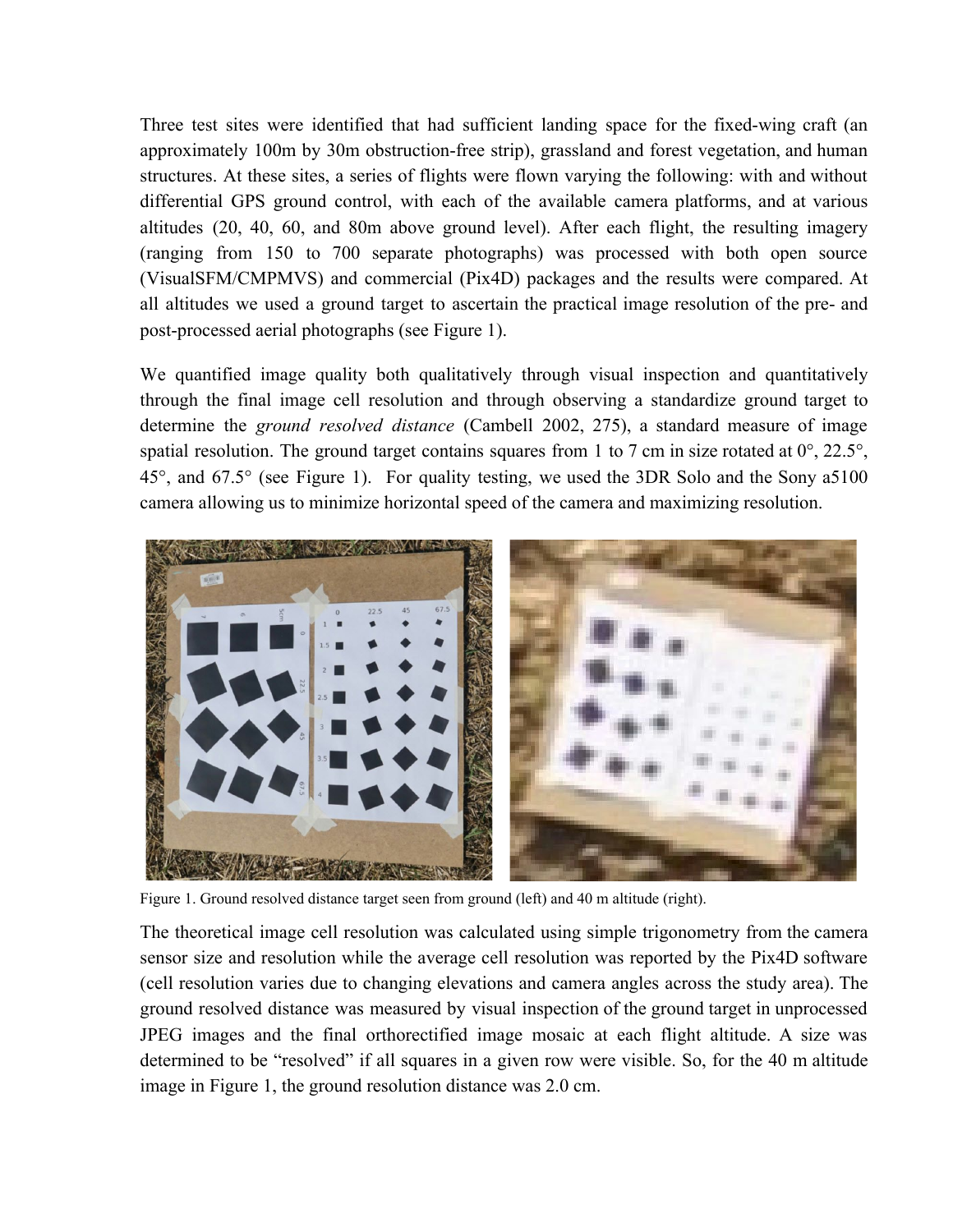Three test sites were identified that had sufficient landing space for the fixed-wing craft (an approximately 100m by 30m obstruction-free strip), grassland and forest vegetation, and human structures. At these sites, a series of flights were flown varying the following: with and without differential GPS ground control, with each of the available camera platforms, and at various altitudes (20, 40, 60, and 80m above ground level). After each flight, the resulting imagery (ranging from 150 to 700 separate photographs) was processed with both open source (VisualSFM/CMPMVS) and commercial (Pix4D) packages and the results were compared. At all altitudes we used a ground target to ascertain the practical image resolution of the pre- and post-processed aerial photographs (see Figure 1).

We quantified image quality both qualitatively through visual inspection and quantitatively through the final image cell resolution and through observing a standardize ground target to determine the *ground resolved distance* (Cambell 2002, 275), a standard measure of image spatial resolution. The ground target contains squares from 1 to 7 cm in size rotated at 0°, 22.5°, 45°, and 67.5° (see Figure 1). For quality testing, we used the 3DR Solo and the Sony a5100 camera allowing us to minimize horizontal speed of the camera and maximizing resolution.

Figure 1. Ground resolved distance target seen from ground (left) and 40 m altitude (right).

The theoretical image cell resolution was calculated using simple trigonometry from the camera sensor size and resolution while the average cell resolution was reported by the Pix4D software (cell resolution varies due to changing elevations and camera angles across the study area). The ground resolved distance was measured by visual inspection of the ground target in unprocessed JPEG images and the final orthorectified image mosaic at each flight altitude. A size was determined to be "resolved" if all squares in a given row were visible. So, for the 40 m altitude image in Figure 1, the ground resolution distance was 2.0 cm.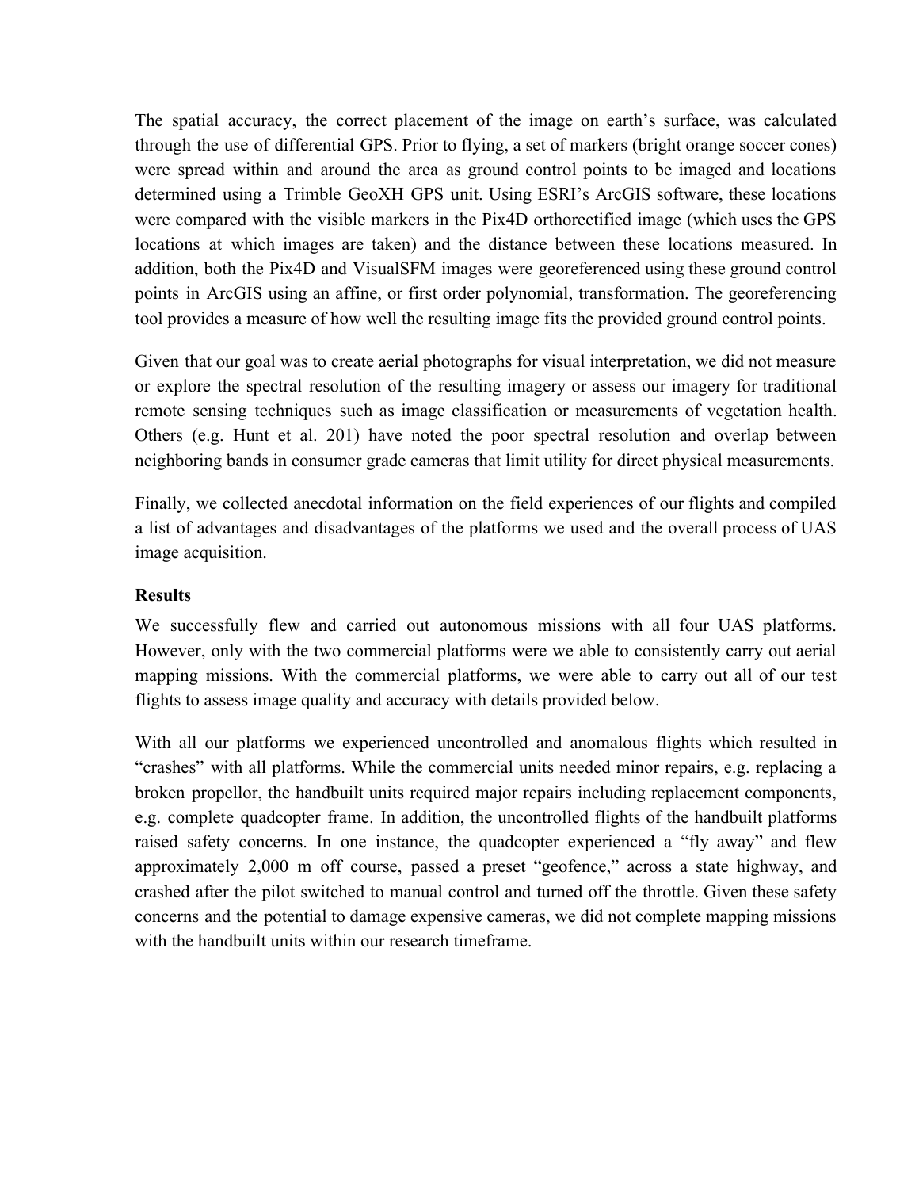The spatial accuracy, the correct placement of the image on earth's surface, was calculated through the use of differential GPS. Prior to flying, a set of markers (bright orange soccer cones) were spread within and around the area as ground control points to be imaged and locations determined using a Trimble GeoXH GPS unit. Using ESRI's ArcGIS software, these locations were compared with the visible markers in the Pix4D orthorectified image (which uses the GPS locations at which images are taken) and the distance between these locations measured. In addition, both the Pix4D and VisualSFM images were georeferenced using these ground control points in ArcGIS using an affine, or first order polynomial, transformation. The georeferencing tool provides a measure of how well the resulting image fits the provided ground control points.

Given that our goal was to create aerial photographs for visual interpretation, we did not measure or explore the spectral resolution of the resulting imagery or assess our imagery for traditional remote sensing techniques such as image classification or measurements of vegetation health. Others (e.g. Hunt et al. 201) have noted the poor spectral resolution and overlap between neighboring bands in consumer grade cameras that limit utility for direct physical measurements.

Finally, we collected anecdotal information on the field experiences of our flights and compiled a list of advantages and disadvantages of the platforms we used and the overall process of UAS image acquisition.

**Results**

We successfully flew and carried out autonomous missions with all four UAS platforms. However, only with the two commercial platforms were we able to consistently carry out aerial mapping missions. With the commercial platforms, we were able to carry out all of our test flights to assess image quality and accuracy with details provided below.

With all our platforms we experienced uncontrolled and anomalous flights which resulted in "crashes" with all platforms. While the commercial units needed minor repairs, e.g. replacing a broken propellor, the handbuilt units required major repairs including replacement components, e.g. complete quadcopter frame. In addition, the uncontrolled flights of the handbuilt platforms raised safety concerns. In one instance, the quadcopter experienced a "fly away" and flew approximately 2,000 m off course, passed a preset "geofence," across a state highway, and crashed after the pilot switched to manual control and turned off the throttle. Given these safety concerns and the potential to damage expensive cameras, we did not complete mapping missions with the handbuilt units within our research timeframe.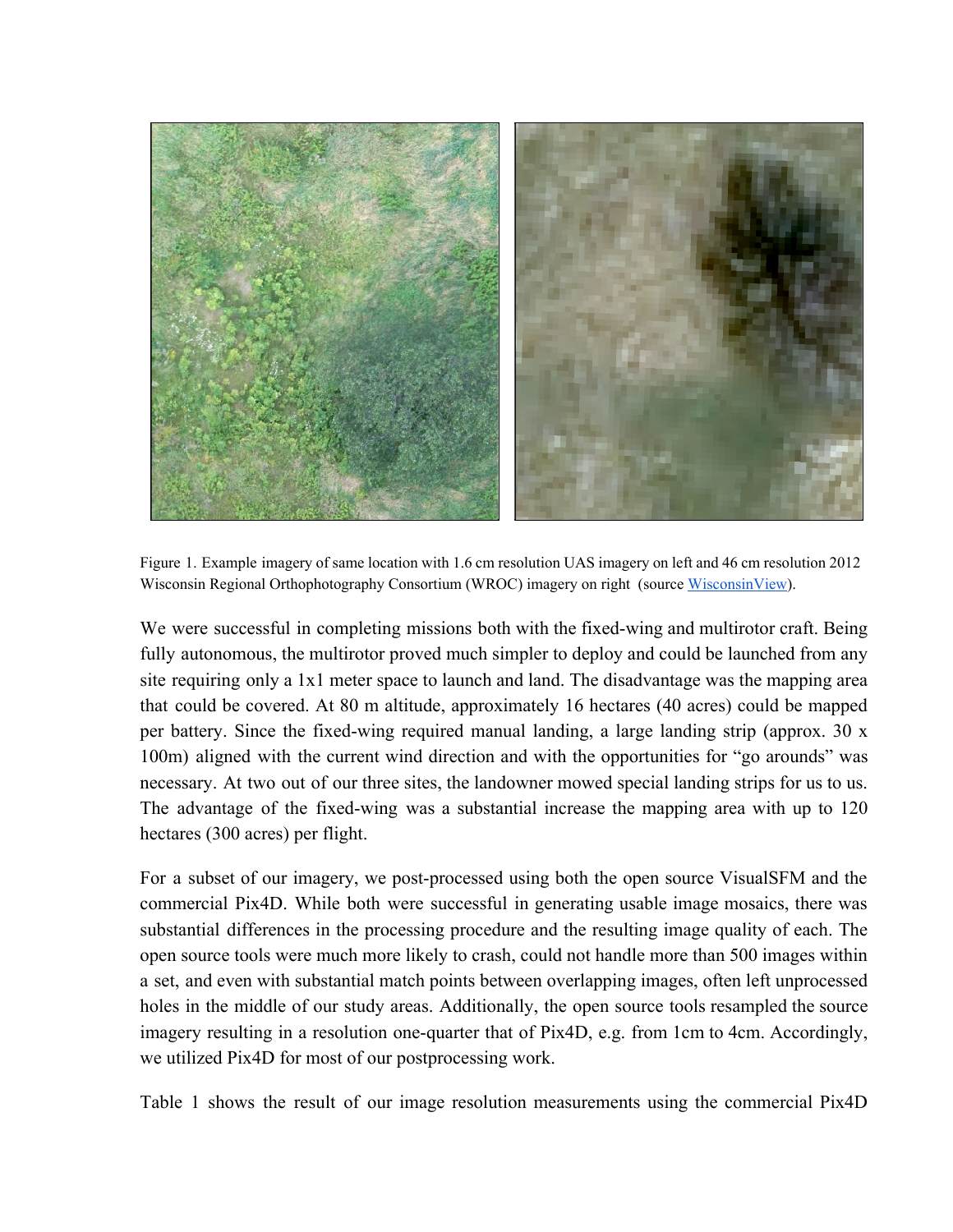Figure 1. Example imagery of same location with 1.6 cm resolution UAS imagery on left and 46 cm resolution 2012 Wisconsin Regional Orthophotography Consortium (WROC) imagery on right (source WisconsinView).

We were successful in completing missions both with the fixed-wing and multirotor craft. Being fully autonomous, the multirotor proved much simpler to deploy and could be launched from any site requiring only a 1x1 meter space to launch and land. The disadvantage was the mapping area that could be covered. At 80 m altitude, approximately 16 hectares (40 acres) could be mapped per battery. Since the fixed-wing required manual landing, a large landing strip (approx. 30 x 100m) aligned with the current wind direction and with the opportunities for "go arounds" was necessary. At two out of our three sites, the landowner mowed special landing strips for us to us. The advantage of the fixed-wing was a substantial increase the mapping area with up to 120 hectares (300 acres) per flight.

For a subset of our imagery, we post-processed using both the open source VisualSFM and the commercial Pix4D. While both were successful in generating usable image mosaics, there was substantial differences in the processing procedure and the resulting image quality of each. The open source tools were much more likely to crash, could not handle more than 500 images within a set, and even with substantial match points between overlapping images, often left unprocessed holes in the middle of our study areas. Additionally, the open source tools resampled the source imagery resulting in a resolution one-quarter that of Pix4D, e.g. from 1cm to 4cm. Accordingly, we utilized Pix4D for most of our postprocessing work.

Table 1 shows the result of our image resolution measurements using the commercial Pix4D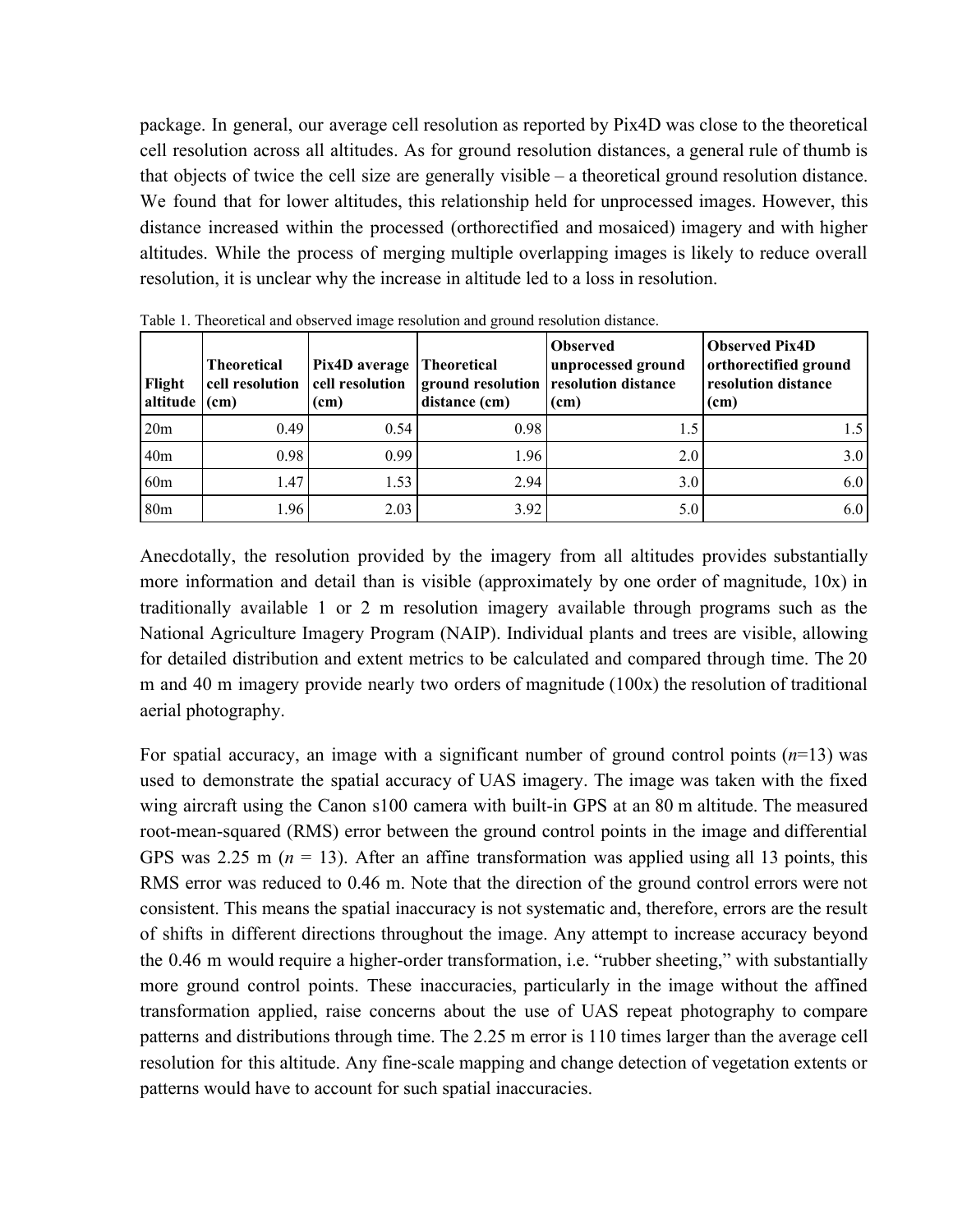package. In general, our average cell resolution as reported by Pix4D was close to the theoretical cell resolution across all altitudes. As for ground resolution distances, a general rule of thumb is that objects of twice the cell size are generally visible – a theoretical ground resolution distance. We found that for lower altitudes, this relationship held for unprocessed images. However, this distance increased within the processed (orthorectified and mosaiced) imagery and with higher altitudes. While the process of merging multiple overlapping images is likely to reduce overall resolution, it is unclear why the increase in altitude led to a loss in resolution.

Table 1. Theoretical and observed image resolution and ground resolution distance.

| Flight altitude | Theoretical cell resolution (cm) | Pix4D average cell resolution (cm) | Theoretical ground resolution distance (cm) | Observed unprocessed ground resolution distance (cm) | Observed Pix4D orthorectified ground resolution distance (cm) |
|---|---|---|---|---|---|
| 20m | 0.49 | 0.54 | 0.98 | 1.5 | 1.5 |
| 40m | 0.98 | 0.99 | 1.96 | 2.0 | 3.0 |
| 60m | 1.47 | 1.53 | 2.94 | 3.0 | 6.0 |
| 80m | 1.96 | 2.03 | 3.92 | 5.0 | 6.0 |

Anecdotally, the resolution provided by the imagery from all altitudes provides substantially more information and detail than is visible (approximately by one order of magnitude, 10x) in traditionally available 1 or 2 m resolution imagery available through programs such as the National Agriculture Imagery Program (NAIP). Individual plants and trees are visible, allowing for detailed distribution and extent metrics to be calculated and compared through time. The 20 m and 40 m imagery provide nearly two orders of magnitude (100x) the resolution of traditional aerial photography.

For spatial accuracy, an image with a significant number of ground control points ($n$=13) was used to demonstrate the spatial accuracy of UAS imagery. The image was taken with the fixed wing aircraft using the Canon s100 camera with built-in GPS at an 80 m altitude. The measured root-mean-squared (RMS) error between the ground control points in the image and differential GPS was 2.25 m ($n$ = 13). After an affine transformation was applied using all 13 points, this RMS error was reduced to 0.46 m. Note that the direction of the ground control errors were not consistent. This means the spatial inaccuracy is not systematic and, therefore, errors are the result of shifts in different directions throughout the image. Any attempt to increase accuracy beyond the 0.46 m would require a higher-order transformation, i.e. "rubber sheeting," with substantially more ground control points. These inaccuracies, particularly in the image without the affined transformation applied, raise concerns about the use of UAS repeat photography to compare patterns and distributions through time. The 2.25 m error is 110 times larger than the average cell resolution for this altitude. Any fine-scale mapping and change detection of vegetation extents or patterns would have to account for such spatial inaccuracies.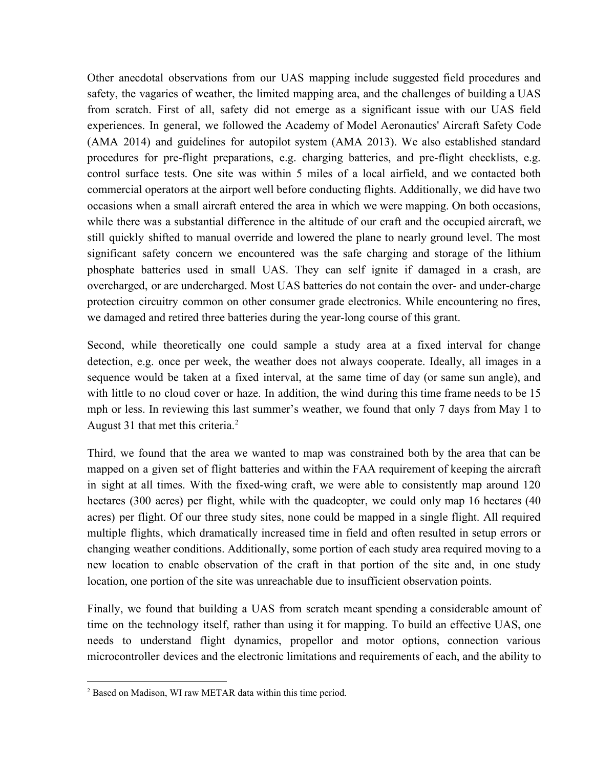Other anecdotal observations from our UAS mapping include suggested field procedures and safety, the vagaries of weather, the limited mapping area, and the challenges of building a UAS from scratch. First of all, safety did not emerge as a significant issue with our UAS field experiences. In general, we followed the Academy of Model Aeronautics' Aircraft Safety Code (AMA 2014) and guidelines for autopilot system (AMA 2013). We also established standard procedures for pre-flight preparations, e.g. charging batteries, and pre-flight checklists, e.g. control surface tests. One site was within 5 miles of a local airfield, and we contacted both commercial operators at the airport well before conducting flights. Additionally, we did have two occasions when a small aircraft entered the area in which we were mapping. On both occasions, while there was a substantial difference in the altitude of our craft and the occupied aircraft, we still quickly shifted to manual override and lowered the plane to nearly ground level. The most significant safety concern we encountered was the safe charging and storage of the lithium phosphate batteries used in small UAS. They can self ignite if damaged in a crash, are overcharged, or are undercharged. Most UAS batteries do not contain the over- and under-charge protection circuitry common on other consumer grade electronics. While encountering no fires, we damaged and retired three batteries during the year-long course of this grant.

Second, while theoretically one could sample a study area at a fixed interval for change detection, e.g. once per week, the weather does not always cooperate. Ideally, all images in a sequence would be taken at a fixed interval, at the same time of day (or same sun angle), and with little to no cloud cover or haze. In addition, the wind during this time frame needs to be 15 mph or less. In reviewing this last summer's weather, we found that only 7 days from May 1 to August 31 that met this criteria.[2]

Third, we found that the area we wanted to map was constrained both by the area that can be mapped on a given set of flight batteries and within the FAA requirement of keeping the aircraft in sight at all times. With the fixed-wing craft, we were able to consistently map around 120 hectares (300 acres) per flight, while with the quadcopter, we could only map 16 hectares (40 acres) per flight. Of our three study sites, none could be mapped in a single flight. All required multiple flights, which dramatically increased time in field and often resulted in setup errors or changing weather conditions. Additionally, some portion of each study area required moving to a new location to enable observation of the craft in that portion of the site and, in one study location, one portion of the site was unreachable due to insufficient observation points.

Finally, we found that building a UAS from scratch meant spending a considerable amount of time on the technology itself, rather than using it for mapping. To build an effective UAS, one needs to understand flight dynamics, propellor and motor options, connection various microcontroller devices and the electronic limitations and requirements of each, and the ability to

[2] Based on Madison, WI raw METAR data within this time period.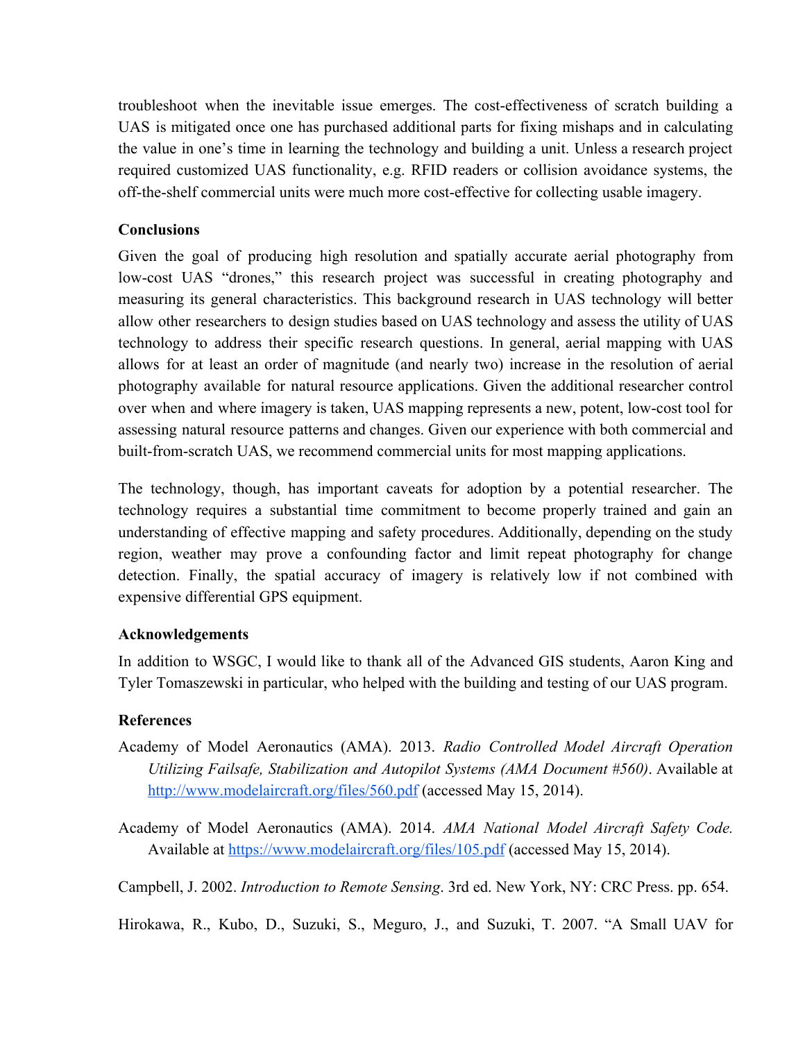troubleshoot when the inevitable issue emerges. The cost-effectiveness of scratch building a UAS is mitigated once one has purchased additional parts for fixing mishaps and in calculating the value in one's time in learning the technology and building a unit. Unless a research project required customized UAS functionality, e.g. RFID readers or collision avoidance systems, the off-the-shelf commercial units were much more cost-effective for collecting usable imagery.

**Conclusions**

Given the goal of producing high resolution and spatially accurate aerial photography from low-cost UAS "drones," this research project was successful in creating photography and measuring its general characteristics. This background research in UAS technology will better allow other researchers to design studies based on UAS technology and assess the utility of UAS technology to address their specific research questions. In general, aerial mapping with UAS allows for at least an order of magnitude (and nearly two) increase in the resolution of aerial photography available for natural resource applications. Given the additional researcher control over when and where imagery is taken, UAS mapping represents a new, potent, low-cost tool for assessing natural resource patterns and changes. Given our experience with both commercial and built-from-scratch UAS, we recommend commercial units for most mapping applications.

The technology, though, has important caveats for adoption by a potential researcher. The technology requires a substantial time commitment to become properly trained and gain an understanding of effective mapping and safety procedures. Additionally, depending on the study region, weather may prove a confounding factor and limit repeat photography for change detection. Finally, the spatial accuracy of imagery is relatively low if not combined with expensive differential GPS equipment.

**Acknowledgements**

In addition to WSGC, I would like to thank all of the Advanced GIS students, Aaron King and Tyler Tomaszewski in particular, who helped with the building and testing of our UAS program.

**References**

Academy of Model Aeronautics (AMA). 2013. *Radio Controlled Model Aircraft Operation Utilizing Failsafe, Stabilization and Autopilot Systems (AMA Document #560)*. Available at http://www.modelaircraft.org/files/560.pdf (accessed May 15, 2014).

Academy of Model Aeronautics (AMA). 2014. *AMA National Model Aircraft Safety Code.* Available at https://www.modelaircraft.org/files/105.pdf (accessed May 15, 2014).

Campbell, J. 2002. *Introduction to Remote Sensing*. 3rd ed. New York, NY: CRC Press. pp. 654.

Hirokawa, R., Kubo, D., Suzuki, S., Meguro, J., and Suzuki, T. 2007. "A Small UAV for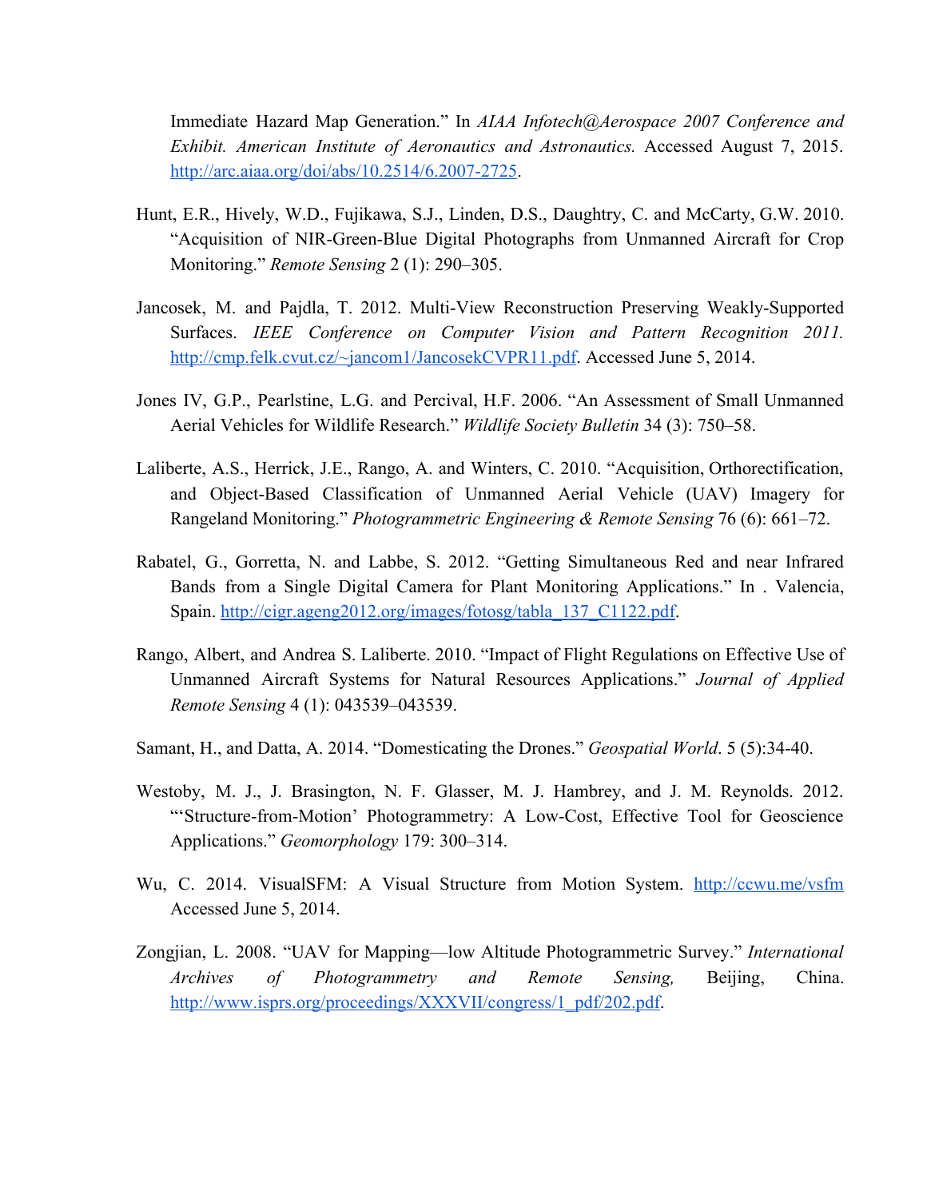Immediate Hazard Map Generation." In *AIAA Infotech@Aerospace 2007 Conference and Exhibit. American Institute of Aeronautics and Astronautics.* Accessed August 7, 2015. http://arc.aiaa.org/doi/abs/10.2514/6.2007-2725.

Hunt, E.R., Hively, W.D., Fujikawa, S.J., Linden, D.S., Daughtry, C. and McCarty, G.W. 2010. "Acquisition of NIR-Green-Blue Digital Photographs from Unmanned Aircraft for Crop Monitoring." *Remote Sensing* 2 (1): 290–305.

Jancosek, M. and Pajdla, T. 2012. Multi-View Reconstruction Preserving Weakly-Supported Surfaces. *IEEE Conference on Computer Vision and Pattern Recognition 2011.* http://cmp.felk.cvut.cz/~jancom1/JancosekCVPR11.pdf. Accessed June 5, 2014.

Jones IV, G.P., Pearlstine, L.G. and Percival, H.F. 2006. "An Assessment of Small Unmanned Aerial Vehicles for Wildlife Research." *Wildlife Society Bulletin* 34 (3): 750–58.

Laliberte, A.S., Herrick, J.E., Rango, A. and Winters, C. 2010. "Acquisition, Orthorectification, and Object-Based Classification of Unmanned Aerial Vehicle (UAV) Imagery for Rangeland Monitoring." *Photogrammetric Engineering & Remote Sensing* 76 (6): 661–72.

Rabatel, G., Gorretta, N. and Labbe, S. 2012. "Getting Simultaneous Red and near Infrared Bands from a Single Digital Camera for Plant Monitoring Applications." In . Valencia, Spain. http://cigr.ageng2012.org/images/fotosg/tabla_137_C1122.pdf.

Rango, Albert, and Andrea S. Laliberte. 2010. "Impact of Flight Regulations on Effective Use of Unmanned Aircraft Systems for Natural Resources Applications." *Journal of Applied Remote Sensing* 4 (1): 043539–043539.

Samant, H., and Datta, A. 2014. "Domesticating the Drones." *Geospatial World*. 5 (5):34-40.

Westoby, M. J., J. Brasington, N. F. Glasser, M. J. Hambrey, and J. M. Reynolds. 2012. "'Structure-from-Motion' Photogrammetry: A Low-Cost, Effective Tool for Geoscience Applications." *Geomorphology* 179: 300–314.

Wu, C. 2014. VisualSFM: A Visual Structure from Motion System. http://ccwu.me/vsfm Accessed June 5, 2014.

Zongjian, L. 2008. "UAV for Mapping—low Altitude Photogrammetric Survey." *International Archives of Photogrammetry and Remote Sensing,* Beijing, China. http://www.isprs.org/proceedings/XXXVII/congress/1_pdf/202.pdf.